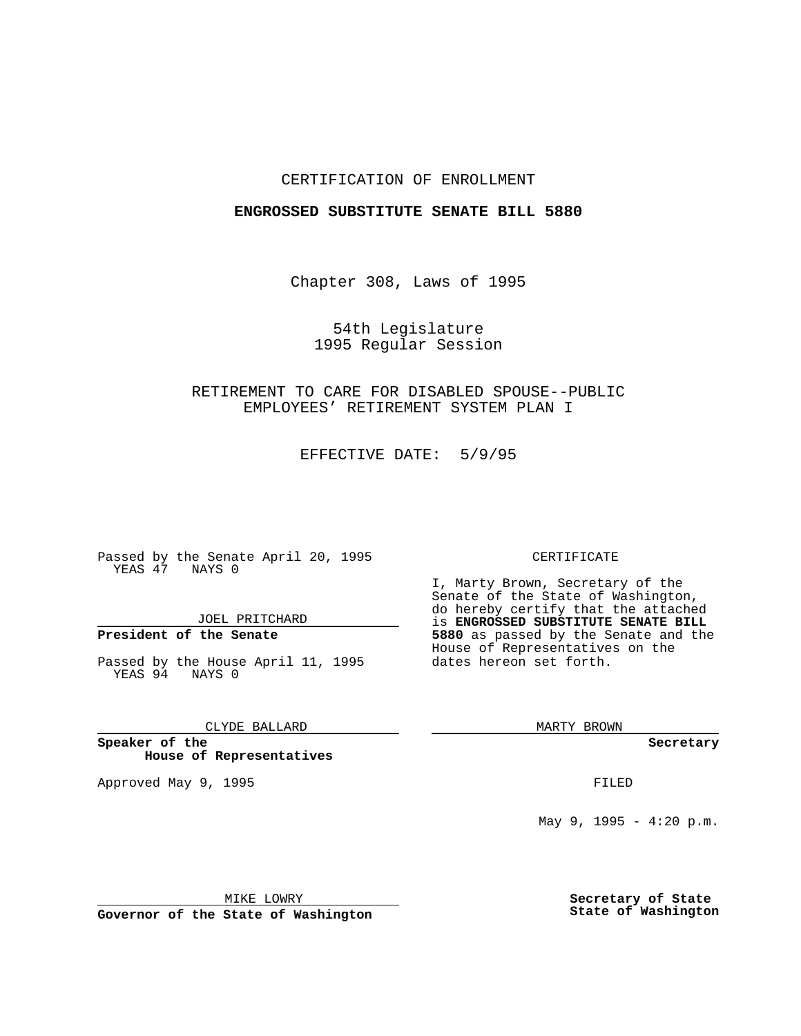CERTIFICATION OF ENROLLMENT

**ENGROSSED SUBSTITUTE SENATE BILL 5880**

Chapter 308, Laws of 1995

54th Legislature
1995 Regular Session

RETIREMENT TO CARE FOR DISABLED SPOUSE--PUBLIC EMPLOYEES' RETIREMENT SYSTEM PLAN I

EFFECTIVE DATE: 5/9/95

Passed by the Senate April 20, 1995
YEAS 47 NAYS 0

JOEL PRITCHARD

**President of the Senate**

Passed by the House April 11, 1995
YEAS 94 NAYS 0

CLYDE BALLARD

**Speaker of the House of Representatives**

Approved May 9, 1995

MIKE LOWRY

**Governor of the State of Washington**

CERTIFICATE

I, Marty Brown, Secretary of the Senate of the State of Washington, do hereby certify that the attached is **ENGROSSED SUBSTITUTE SENATE BILL 5880** as passed by the Senate and the House of Representatives on the dates hereon set forth.

MARTY BROWN

**Secretary**

FILED

May 9, 1995 - 4:20 p.m.

**Secretary of State**
**State of Washington**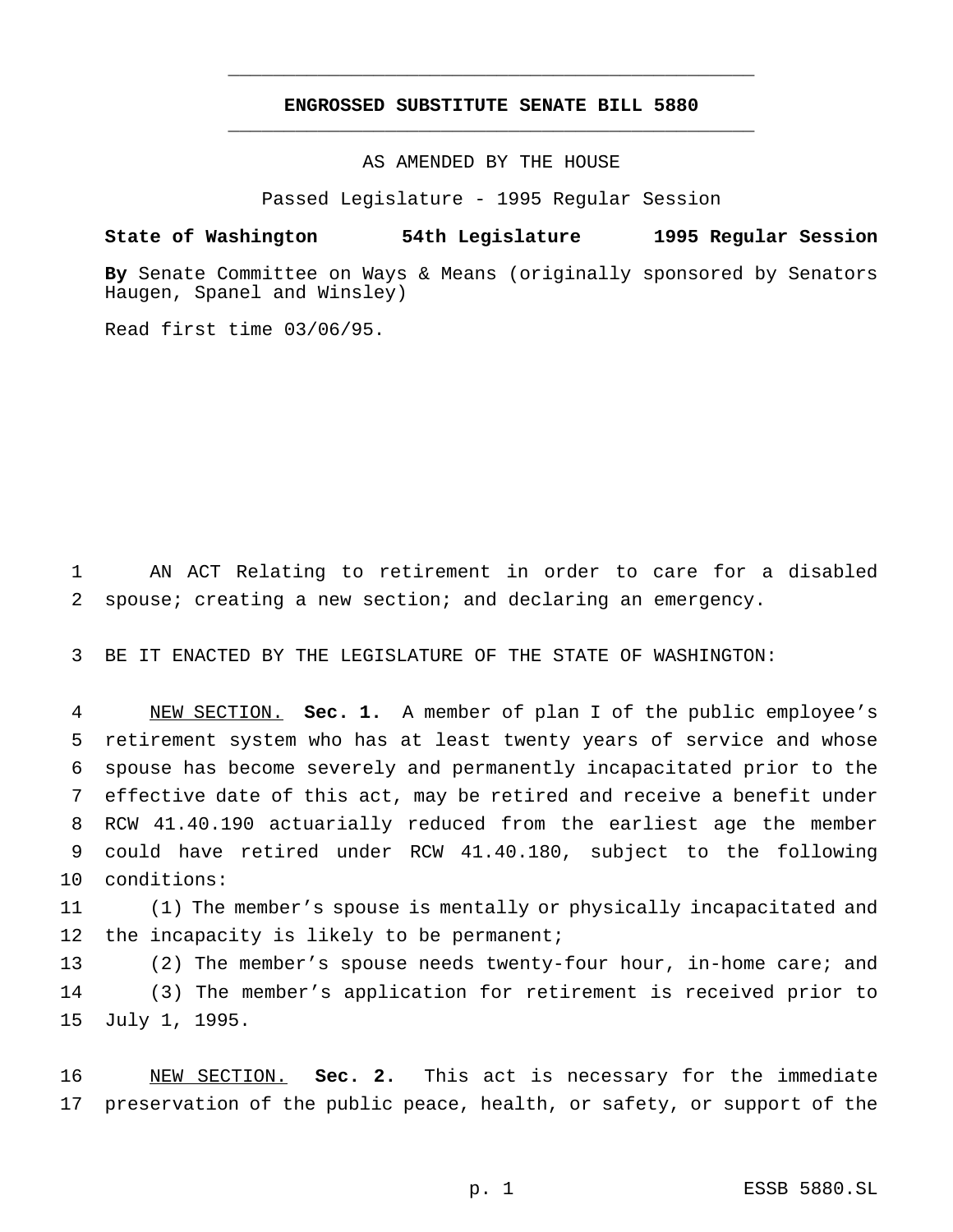**ENGROSSED SUBSTITUTE SENATE BILL 5880**

AS AMENDED BY THE HOUSE

Passed Legislature - 1995 Regular Session

**State of Washington 54th Legislature 1995 Regular Session**

**By** Senate Committee on Ways & Means (originally sponsored by Senators Haugen, Spanel and Winsley)

Read first time 03/06/95.

AN ACT Relating to retirement in order to care for a disabled spouse; creating a new section; and declaring an emergency.

BE IT ENACTED BY THE LEGISLATURE OF THE STATE OF WASHINGTON:

NEW SECTION. **Sec. 1.** A member of plan I of the public employee's retirement system who has at least twenty years of service and whose spouse has become severely and permanently incapacitated prior to the effective date of this act, may be retired and receive a benefit under RCW 41.40.190 actuarially reduced from the earliest age the member could have retired under RCW 41.40.180, subject to the following conditions:

(1) The member's spouse is mentally or physically incapacitated and the incapacity is likely to be permanent;

(2) The member's spouse needs twenty-four hour, in-home care; and

(3) The member's application for retirement is received prior to July 1, 1995.

NEW SECTION. **Sec. 2.** This act is necessary for the immediate preservation of the public peace, health, or safety, or support of the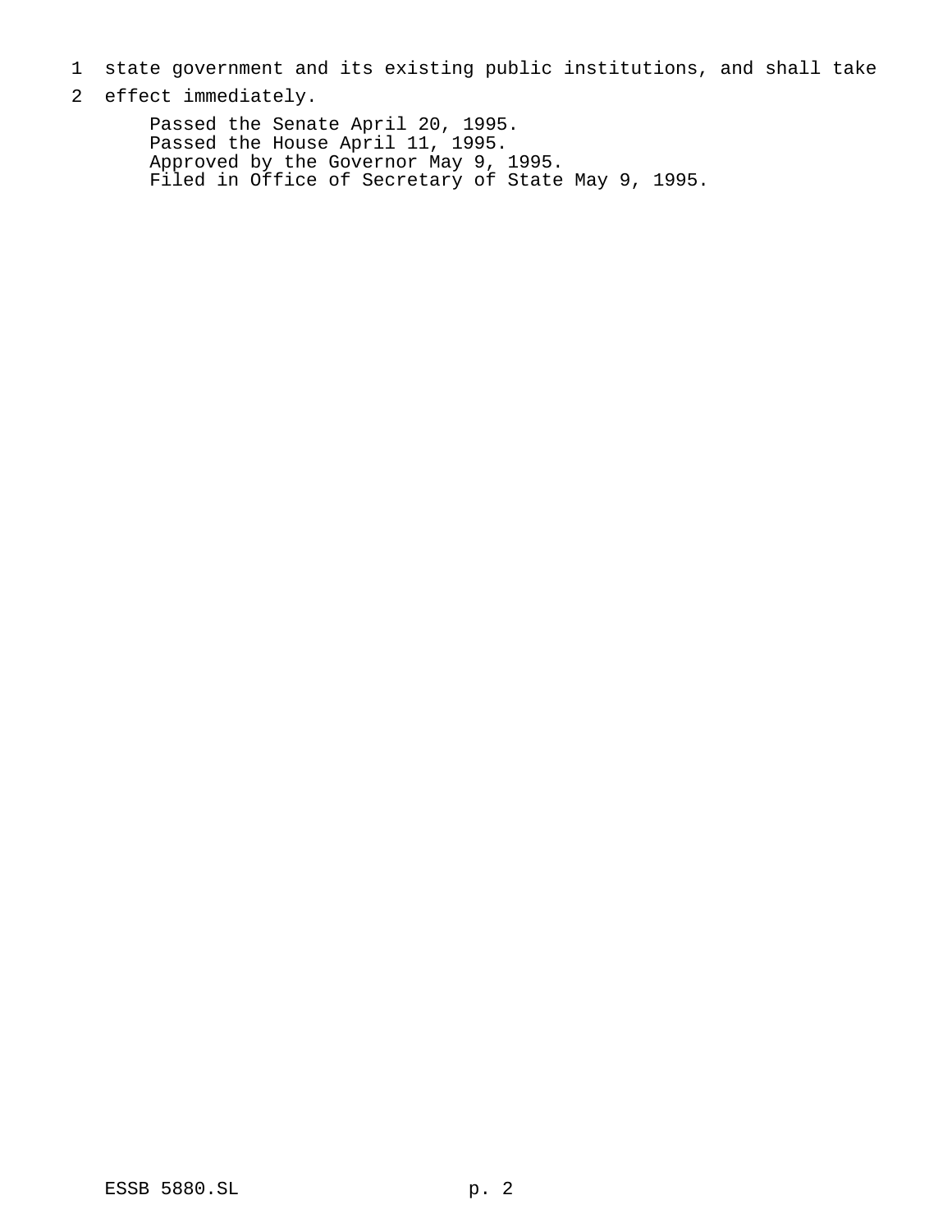state government and its existing public institutions, and shall take effect immediately.

Passed the Senate April 20, 1995.
Passed the House April 11, 1995.
Approved by the Governor May 9, 1995.
Filed in Office of Secretary of State May 9, 1995.